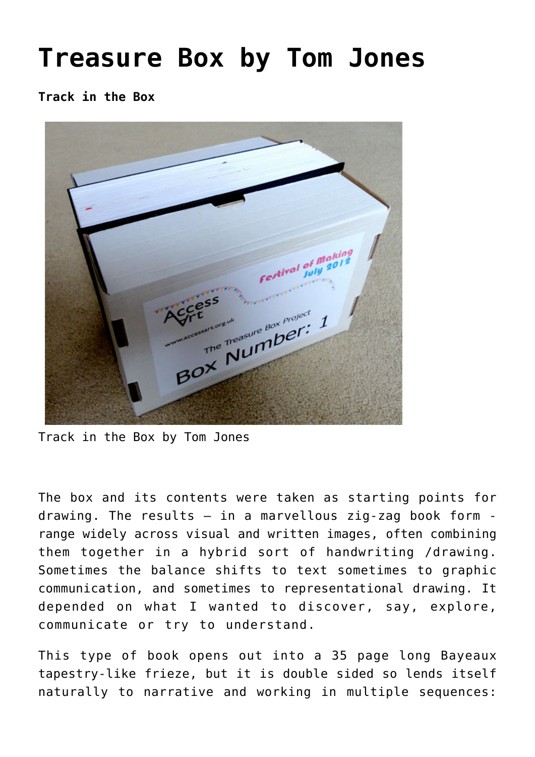# Treasure Box by Tom Jones

**Track in the Box**

Track in the Box by Tom Jones

The box and its contents were taken as starting points for drawing. The results – in a marvellous zig-zag book form - range widely across visual and written images, often combining them together in a hybrid sort of handwriting /drawing. Sometimes the balance shifts to text sometimes to graphic communication, and sometimes to representational drawing. It depended on what I wanted to discover, say, explore, communicate or try to understand.

This type of book opens out into a 35 page long Bayeaux tapestry-like frieze, but it is double sided so lends itself naturally to narrative and working in multiple sequences: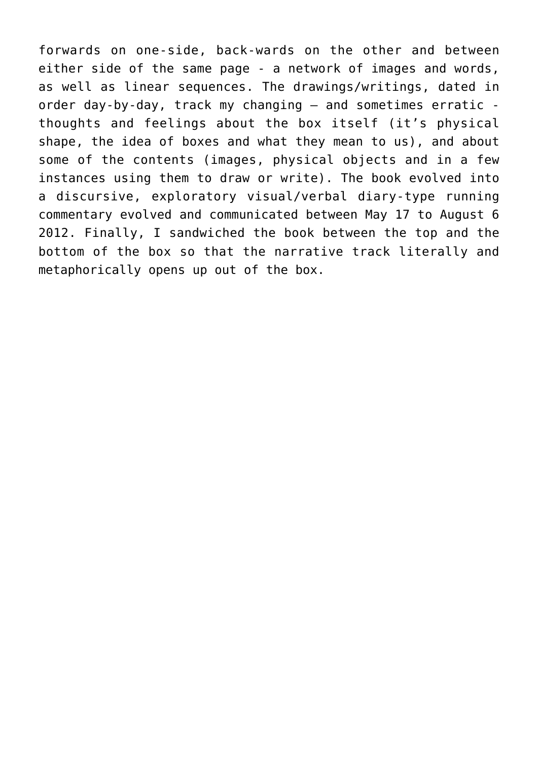forwards on one-side, back-wards on the other and between either side of the same page - a network of images and words, as well as linear sequences. The drawings/writings, dated in order day-by-day, track my changing – and sometimes erratic - thoughts and feelings about the box itself (it's physical shape, the idea of boxes and what they mean to us), and about some of the contents (images, physical objects and in a few instances using them to draw or write). The book evolved into a discursive, exploratory visual/verbal diary-type running commentary evolved and communicated between May 17 to August 6 2012. Finally, I sandwiched the book between the top and the bottom of the box so that the narrative track literally and metaphorically opens up out of the box.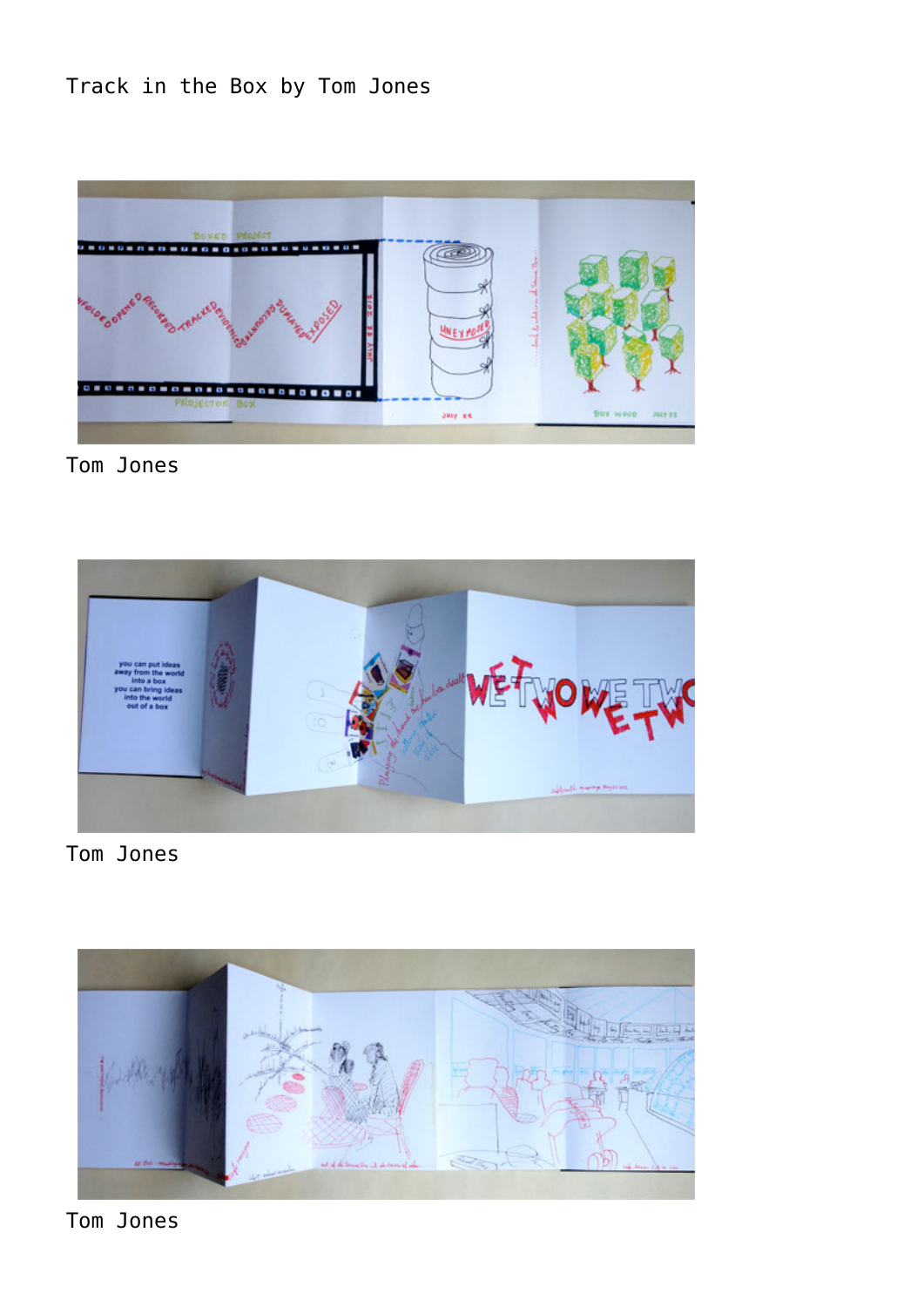Track in the Box by Tom Jones

Tom Jones

Tom Jones

Tom Jones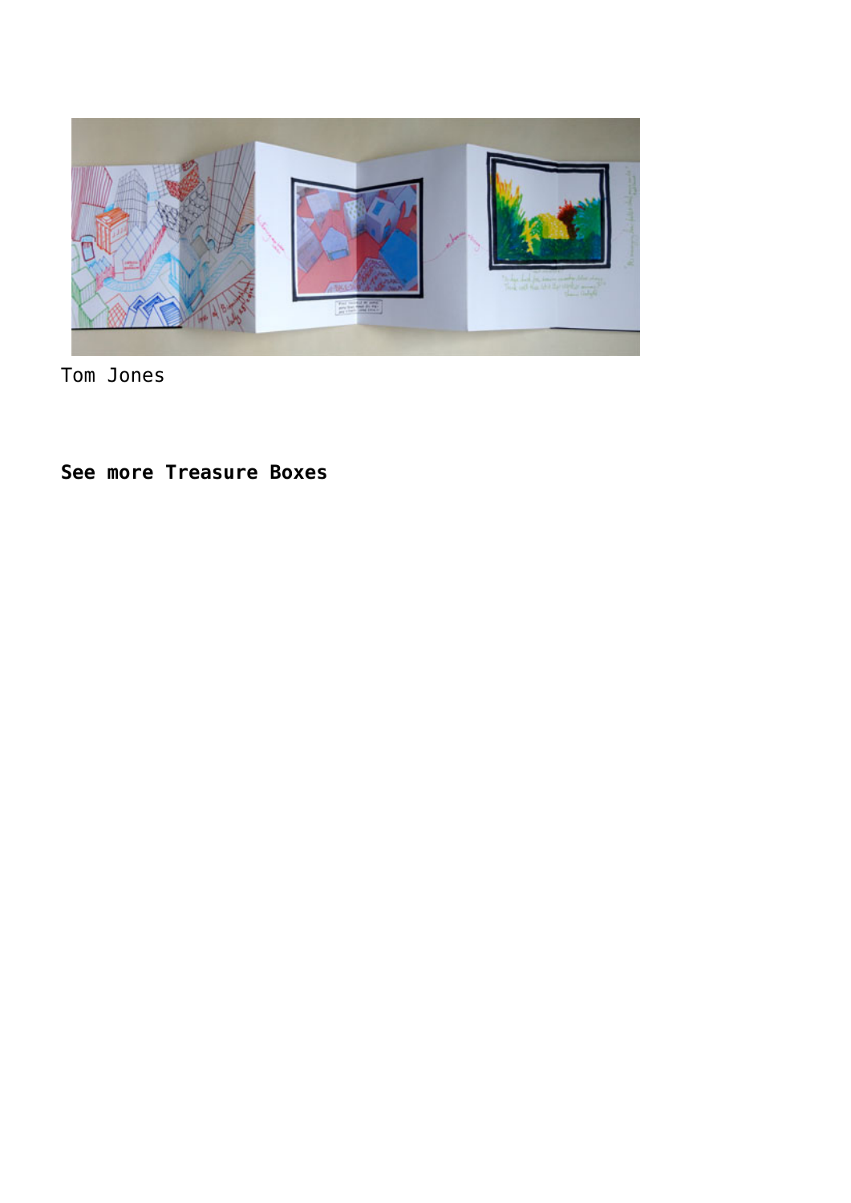Tom Jones

**See more Treasure Boxes**